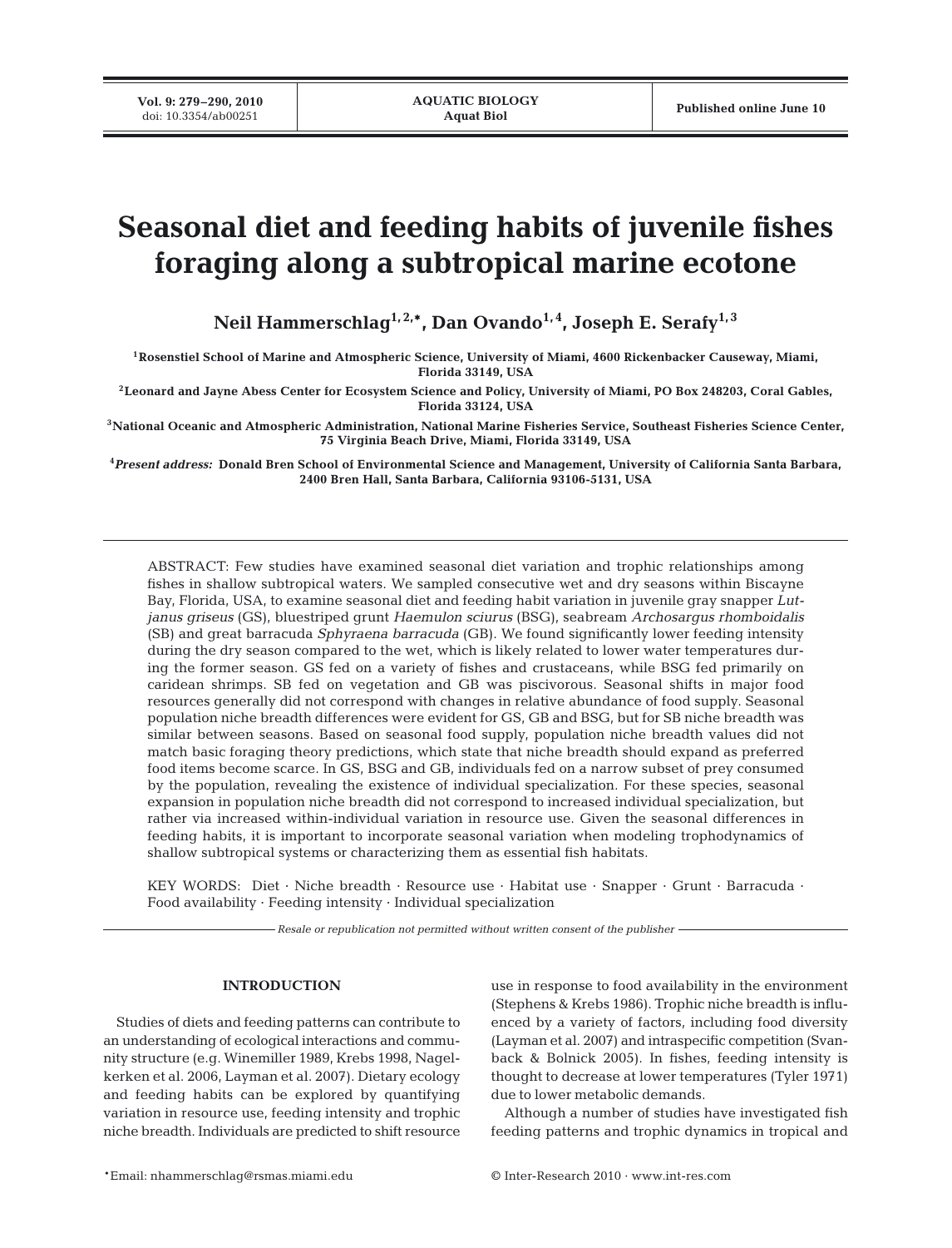# Seasonal diet and feeding habits of juvenile fishes foraging along a subtropical marine ecotone

**Neil Hammerschlag[1,2,*], Dan Ovando[1,4], Joseph E. Serafy[1,3]**

[1]**Rosenstiel School of Marine and Atmospheric Science, University of Miami, 4600 Rickenbacker Causeway, Miami, Florida 33149, USA**

[2]**Leonard and Jayne Abess Center for Ecosystem Science and Policy, University of Miami, PO Box 248203, Coral Gables, Florida 33124, USA**

[3]**National Oceanic and Atmospheric Administration, National Marine Fisheries Service, Southeast Fisheries Science Center, 75 Virginia Beach Drive, Miami, Florida 33149, USA**

[4]***Present address:* Donald Bren School of Environmental Science and Management, University of California Santa Barbara, 2400 Bren Hall, Santa Barbara, California 93106-5131, USA**

ABSTRACT: Few studies have examined seasonal diet variation and trophic relationships among fishes in shallow subtropical waters. We sampled consecutive wet and dry seasons within Biscayne Bay, Florida, USA, to examine seasonal diet and feeding habit variation in juvenile gray snapper *Lutjanus griseus* (GS), bluestriped grunt *Haemulon sciurus* (BSG), seabream *Archosargus rhomboidalis* (SB) and great barracuda *Sphyraena barracuda* (GB). We found significantly lower feeding intensity during the dry season compared to the wet, which is likely related to lower water temperatures during the former season. GS fed on a variety of fishes and crustaceans, while BSG fed primarily on caridean shrimps. SB fed on vegetation and GB was piscivorous. Seasonal shifts in major food resources generally did not correspond with changes in relative abundance of food supply. Seasonal population niche breadth differences were evident for GS, GB and BSG, but for SB niche breadth was similar between seasons. Based on seasonal food supply, population niche breadth values did not match basic foraging theory predictions, which state that niche breadth should expand as preferred food items become scarce. In GS, BSG and GB, individuals fed on a narrow subset of prey consumed by the population, revealing the existence of individual specialization. For these species, seasonal expansion in population niche breadth did not correspond to increased individual specialization, but rather via increased within-individual variation in resource use. Given the seasonal differences in feeding habits, it is important to incorporate seasonal variation when modeling trophodynamics of shallow subtropical systems or characterizing them as essential fish habitats.

KEY WORDS: Diet · Niche breadth · Resource use · Habitat use · Snapper · Grunt · Barracuda · Food availability · Feeding intensity · Individual specialization

*Resale or republication not permitted without written consent of the publisher*

## INTRODUCTION

Studies of diets and feeding patterns can contribute to an understanding of ecological interactions and community structure (e.g. Winemiller 1989, Krebs 1998, Nagelkerken et al. 2006, Layman et al. 2007). Dietary ecology and feeding habits can be explored by quantifying variation in resource use, feeding intensity and trophic niche breadth. Individuals are predicted to shift resource use in response to food availability in the environment (Stephens & Krebs 1986). Trophic niche breadth is influenced by a variety of factors, including food diversity (Layman et al. 2007) and intraspecific competition (Svanback & Bolnick 2005). In fishes, feeding intensity is thought to decrease at lower temperatures (Tyler 1971) due to lower metabolic demands.

Although a number of studies have investigated fish feeding patterns and trophic dynamics in tropical and

*Email: nhammerschlag@rsmas.miami.edu

© Inter-Research 2010 · www.int-res.com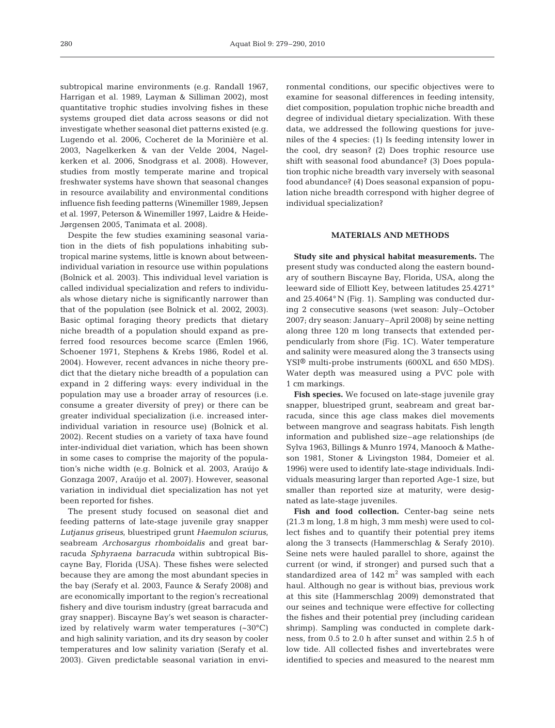subtropical marine environments (e.g. Randall 1967, Harrigan et al. 1989, Layman & Silliman 2002), most quantitative trophic studies involving fishes in these systems grouped diet data across seasons or did not investigate whether seasonal diet patterns existed (e.g. Lugendo et al. 2006, Cocheret de la Morinière et al. 2003, Nagelkerken & van der Velde 2004, Nagelkerken et al. 2006, Snodgrass et al. 2008). However, studies from mostly temperate marine and tropical freshwater systems have shown that seasonal changes in resource availability and environmental conditions influence fish feeding patterns (Winemiller 1989, Jepsen et al. 1997, Peterson & Winemiller 1997, Laidre & Heide-Jørgensen 2005, Tanimata et al. 2008).

Despite the few studies examining seasonal variation in the diets of fish populations inhabiting subtropical marine systems, little is known about between-individual variation in resource use within populations (Bolnick et al. 2003). This individual level variation is called individual specialization and refers to individuals whose dietary niche is significantly narrower than that of the population (see Bolnick et al. 2002, 2003). Basic optimal foraging theory predicts that dietary niche breadth of a population should expand as preferred food resources become scarce (Emlen 1966, Schoener 1971, Stephens & Krebs 1986, Rodel et al. 2004). However, recent advances in niche theory predict that the dietary niche breadth of a population can expand in 2 differing ways: every individual in the population may use a broader array of resources (i.e. consume a greater diversity of prey) or there can be greater individual specialization (i.e. increased inter-individual variation in resource use) (Bolnick et al. 2002). Recent studies on a variety of taxa have found inter-individual diet variation, which has been shown in some cases to comprise the majority of the population's niche width (e.g. Bolnick et al. 2003, Araújo & Gonzaga 2007, Araújo et al. 2007). However, seasonal variation in individual diet specialization has not yet been reported for fishes.

The present study focused on seasonal diet and feeding patterns of late-stage juvenile gray snapper *Lutjanus griseus*, bluestriped grunt *Haemulon sciurus*, seabream *Archosargus rhomboidalis* and great barracuda *Sphyraena barracuda* within subtropical Biscayne Bay, Florida (USA). These fishes were selected because they are among the most abundant species in the bay (Serafy et al. 2003, Faunce & Serafy 2008) and are economically important to the region's recreational fishery and dive tourism industry (great barracuda and gray snapper). Biscayne Bay's wet season is characterized by relatively warm water temperatures (~30°C) and high salinity variation, and its dry season by cooler temperatures and low salinity variation (Serafy et al. 2003). Given predictable seasonal variation in environmental conditions, our specific objectives were to examine for seasonal differences in feeding intensity, diet composition, population trophic niche breadth and degree of individual dietary specialization. With these data, we addressed the following questions for juveniles of the 4 species: (1) Is feeding intensity lower in the cool, dry season? (2) Does trophic resource use shift with seasonal food abundance? (3) Does population trophic niche breadth vary inversely with seasonal food abundance? (4) Does seasonal expansion of population niche breadth correspond with higher degree of individual specialization?

## MATERIALS AND METHODS

**Study site and physical habitat measurements.** The present study was conducted along the eastern boundary of southern Biscayne Bay, Florida, USA, along the leeward side of Elliott Key, between latitudes 25.4271° and 25.4064° N (Fig. 1). Sampling was conducted during 2 consecutive seasons (wet season: July–October 2007; dry season: January–April 2008) by seine netting along three 120 m long transects that extended perpendicularly from shore (Fig. 1C). Water temperature and salinity were measured along the 3 transects using YSI® multi-probe instruments (600XL and 650 MDS). Water depth was measured using a PVC pole with 1 cm markings.

**Fish species.** We focused on late-stage juvenile gray snapper, bluestriped grunt, seabream and great barracuda, since this age class makes diel movements between mangrove and seagrass habitats. Fish length information and published size–age relationships (de Sylva 1963, Billings & Munro 1974, Manooch & Matheson 1981, Stoner & Livingston 1984, Domeier et al. 1996) were used to identify late-stage individuals. Individuals measuring larger than reported Age-1 size, but smaller than reported size at maturity, were designated as late-stage juveniles.

**Fish and food collection.** Center-bag seine nets (21.3 m long, 1.8 m high, 3 mm mesh) were used to collect fishes and to quantify their potential prey items along the 3 transects (Hammerschlag & Serafy 2010). Seine nets were hauled parallel to shore, against the current (or wind, if stronger) and pursed such that a standardized area of 142 $m^2$ was sampled with each haul. Although no gear is without bias, previous work at this site (Hammerschlag 2009) demonstrated that our seines and technique were effective for collecting the fishes and their potential prey (including caridean shrimp). Sampling was conducted in complete darkness, from 0.5 to 2.0 h after sunset and within 2.5 h of low tide. All collected fishes and invertebrates were identified to species and measured to the nearest mm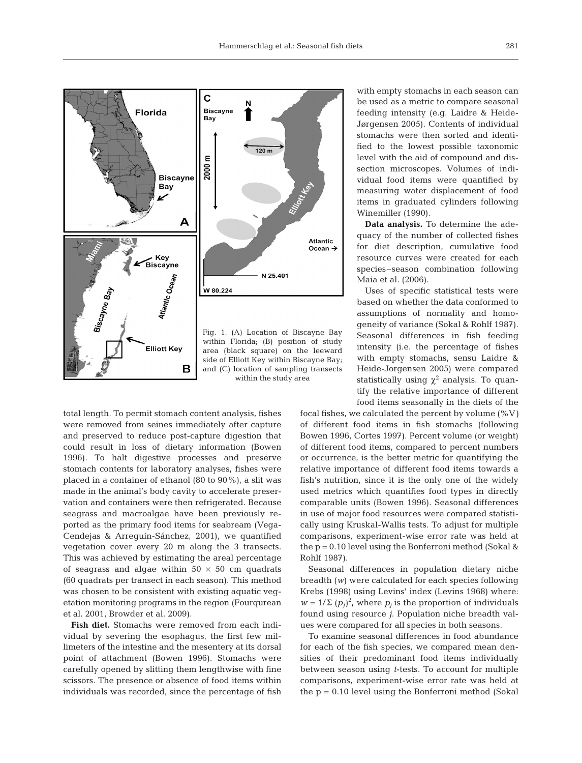Fig. 1. (A) Location of Biscayne Bay within Florida; (B) position of study area (black square) on the leeward side of Elliott Key within Biscayne Bay; and (C) location of sampling transects within the study area

total length. To permit stomach content analysis, fishes were removed from seines immediately after capture and preserved to reduce post-capture digestion that could result in loss of dietary information (Bowen 1996). To halt digestive processes and preserve stomach contents for laboratory analyses, fishes were placed in a container of ethanol (80 to 90%), a slit was made in the animal's body cavity to accelerate preservation and containers were then refrigerated. Because seagrass and macroalgae have been previously reported as the primary food items for seabream (Vega-Cendejas & Arreguín-Sánchez, 2001), we quantified vegetation cover every 20 m along the 3 transects. This was achieved by estimating the areal percentage of seagrass and algae within 50 × 50 cm quadrats (60 quadrats per transect in each season). This method was chosen to be consistent with existing aquatic vegetation monitoring programs in the region (Fourqurean et al. 2001, Browder et al. 2009).

**Fish diet.** Stomachs were removed from each individual by severing the esophagus, the first few millimeters of the intestine and the mesentery at its dorsal point of attachment (Bowen 1996). Stomachs were carefully opened by slitting them lengthwise with fine scissors. The presence or absence of food items within individuals was recorded, since the percentage of fish with empty stomachs in each season can be used as a metric to compare seasonal feeding intensity (e.g. Laidre & Heide-Jørgensen 2005). Contents of individual stomachs were then sorted and identified to the lowest possible taxonomic level with the aid of compound and dissection microscopes. Volumes of individual food items were quantified by measuring water displacement of food items in graduated cylinders following Winemiller (1990).

**Data analysis.** To determine the adequacy of the number of collected fishes for diet description, cumulative food resource curves were created for each species–season combination following Maia et al. (2006).

Uses of specific statistical tests were based on whether the data conformed to assumptions of normality and homogeneity of variance (Sokal & Rohlf 1987). Seasonal differences in fish feeding intensity (i.e. the percentage of fishes with empty stomachs, sensu Laidre & Heide-Jorgensen 2005) were compared statistically using $\chi^2$ analysis. To quantify the relative importance of different food items seasonally in the diets of the focal fishes, we calculated the percent by volume (%V) of different food items in fish stomachs (following Bowen 1996, Cortes 1997). Percent volume (or weight) of different food items, compared to percent numbers or occurrence, is the better metric for quantifying the relative importance of different food items towards a fish's nutrition, since it is the only one of the widely used metrics which quantifies food types in directly comparable units (Bowen 1996). Seasonal differences in use of major food resources were compared statistically using Kruskal-Wallis tests. To adjust for multiple comparisons, experiment-wise error rate was held at the $p = 0.10$ level using the Bonferroni method (Sokal & Rohlf 1987).

Seasonal differences in population dietary niche breadth ($w$) were calculated for each species following Krebs (1998) using Levins' index (Levins 1968) where: $w = 1/\Sigma\,(p_j)^2$, where $p_j$ is the proportion of individuals found using resource $j$. Population niche breadth values were compared for all species in both seasons.

To examine seasonal differences in food abundance for each of the fish species, we compared mean densities of their predominant food items individually between season using $t$-tests. To account for multiple comparisons, experiment-wise error rate was held at the $p = 0.10$ level using the Bonferroni method (Sokal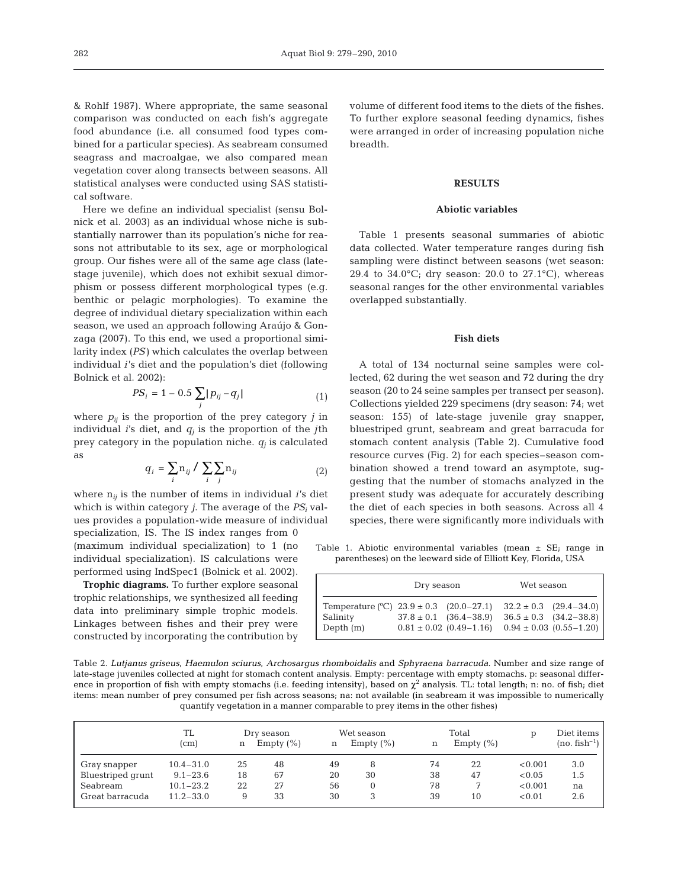& Rohlf 1987). Where appropriate, the same seasonal comparison was conducted on each fish's aggregate food abundance (i.e. all consumed food types combined for a particular species). As seabream consumed seagrass and macroalgae, we also compared mean vegetation cover along transects between seasons. All statistical analyses were conducted using SAS statistical software.

Here we define an individual specialist (sensu Bolnick et al. 2003) as an individual whose niche is substantially narrower than its population's niche for reasons not attributable to its sex, age or morphological group. Our fishes were all of the same age class (late-stage juvenile), which does not exhibit sexual dimorphism or possess different morphological types (e.g. benthic or pelagic morphologies). To examine the degree of individual dietary specialization within each season, we used an approach following Araújo & Gonzaga (2007). To this end, we used a proportional similarity index (*PS*) which calculates the overlap between individual *i*'s diet and the population's diet (following Bolnick et al. 2002):

$$PS_i = 1 - 0.5 \sum_j |p_{ij} - q_j| \tag{1}$$

where $p_{ij}$ is the proportion of the prey category $j$ in individual $i$'s diet, and $q_j$ is the proportion of the $j$th prey category in the population niche. $q_j$ is calculated as

$$q_i = \sum_i n_{ij} \Big/ \sum_i \sum_j n_{ij} \tag{2}$$

where $n_{ij}$ is the number of items in individual $i$'s diet which is within category $j$. The average of the $PS_i$ values provides a population-wide measure of individual specialization, IS. The IS index ranges from 0 (maximum individual specialization) to 1 (no individual specialization). IS calculations were performed using IndSpec1 (Bolnick et al. 2002).

**Trophic diagrams.** To further explore seasonal trophic relationships, we synthesized all feeding data into preliminary simple trophic models. Linkages between fishes and their prey were constructed by incorporating the contribution by volume of different food items to the diets of the fishes. To further explore seasonal feeding dynamics, fishes were arranged in order of increasing population niche breadth.

## RESULTS

### Abiotic variables

Table 1 presents seasonal summaries of abiotic data collected. Water temperature ranges during fish sampling were distinct between seasons (wet season: 29.4 to 34.0°C; dry season: 20.0 to 27.1°C), whereas seasonal ranges for the other environmental variables overlapped substantially.

### Fish diets

A total of 134 nocturnal seine samples were collected, 62 during the wet season and 72 during the dry season (20 to 24 seine samples per transect per season). Collections yielded 229 specimens (dry season: 74; wet season: 155) of late-stage juvenile gray snapper, bluestriped grunt, seabream and great barracuda for stomach content analysis (Table 2). Cumulative food resource curves (Fig. 2) for each species–season combination showed a trend toward an asymptote, suggesting that the number of stomachs analyzed in the present study was adequate for accurately describing the diet of each species in both seasons. Across all 4 species, there were significantly more individuals with

Table 1. Abiotic environmental variables (mean ± SE; range in parentheses) on the leeward side of Elliott Key, Florida, USA

| | Dry season | | Wet season | |
|---|---|---|---|---|
| Temperature (°C) | 23.9 ± 0.3 | (20.0–27.1) | 32.2 ± 0.3 | (29.4–34.0) |
| Salinity | 37.8 ± 0.1 | (36.4–38.9) | 36.5 ± 0.3 | (34.2–38.8) |
| Depth (m) | 0.81 ± 0.02 | (0.49–1.16) | 0.94 ± 0.03 | (0.55–1.20) |

Table 2. *Lutjanus griseus*, *Haemulon sciurus*, *Archosargus rhomboidalis* and *Sphyraena barracuda*. Number and size range of late-stage juveniles collected at night for stomach content analysis. Empty: percentage with empty stomachs. p: seasonal difference in proportion of fish with empty stomachs (i.e. feeding intensity), based on $\chi^2$ analysis. TL: total length; n: no. of fish; diet items: mean number of prey consumed per fish across seasons; na: not available (in seabream it was impossible to numerically quantify vegetation in a manner comparable to prey items in the other fishes)

| | TL (cm) | Dry season n | Dry season Empty (%) | Wet season n | Wet season Empty (%) | Total n | Total Empty (%) | p | Diet items (no. fish$^{-1}$) |
|---|---|---|---|---|---|---|---|---|---|
| Gray snapper | 10.4–31.0 | 25 | 48 | 49 | 8 | 74 | 22 | <0.001 | 3.0 |
| Bluestriped grunt | 9.1–23.6 | 18 | 67 | 20 | 30 | 38 | 47 | <0.05 | 1.5 |
| Seabream | 10.1–23.2 | 22 | 27 | 56 | 0 | 78 | 7 | <0.001 | na |
| Great barracuda | 11.2–33.0 | 9 | 33 | 30 | 3 | 39 | 10 | <0.01 | 2.6 |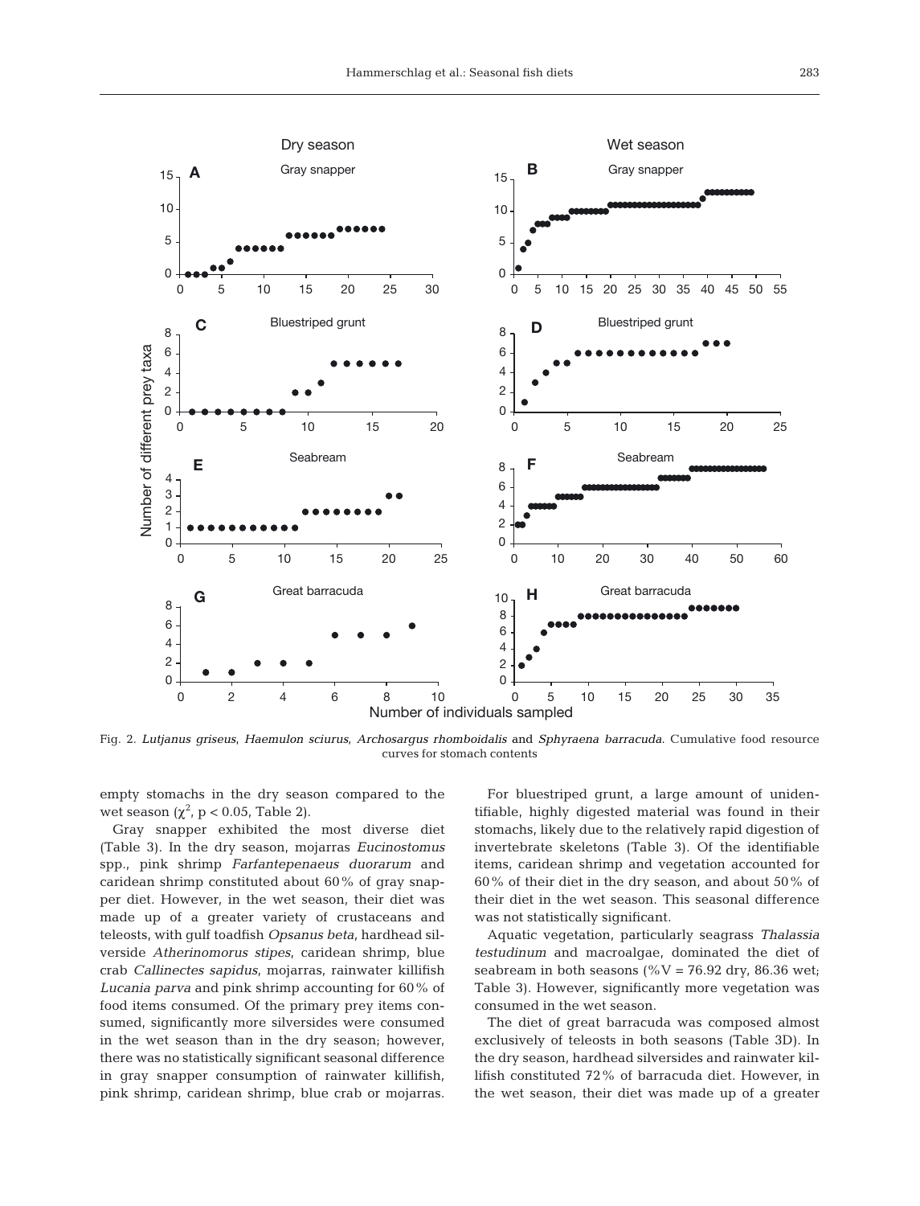Fig. 2. *Lutjanus griseus*, *Haemulon sciurus*, *Archosargus rhomboidalis* and *Sphyraena barracuda*. Cumulative food resource curves for stomach contents

empty stomachs in the dry season compared to the wet season ($\chi^2$, $p < 0.05$, Table 2).

Gray snapper exhibited the most diverse diet (Table 3). In the dry season, mojarras *Eucinostomus* spp., pink shrimp *Farfantepenaeus duorarum* and caridean shrimp constituted about 60% of gray snapper diet. However, in the wet season, their diet was made up of a greater variety of crustaceans and teleosts, with gulf toadfish *Opsanus beta*, hardhead silverside *Atherinomorus stipes*, caridean shrimp, blue crab *Callinectes sapidus*, mojarras, rainwater killifish *Lucania parva* and pink shrimp accounting for 60% of food items consumed. Of the primary prey items consumed, significantly more silversides were consumed in the wet season than in the dry season; however, there was no statistically significant seasonal difference in gray snapper consumption of rainwater killifish, pink shrimp, caridean shrimp, blue crab or mojarras.

For bluestriped grunt, a large amount of unidentifiable, highly digested material was found in their stomachs, likely due to the relatively rapid digestion of invertebrate skeletons (Table 3). Of the identifiable items, caridean shrimp and vegetation accounted for 60% of their diet in the dry season, and about 50% of their diet in the wet season. This seasonal difference was not statistically significant.

Aquatic vegetation, particularly seagrass *Thalassia testudinum* and macroalgae, dominated the diet of seabream in both seasons (%V = 76.92 dry, 86.36 wet; Table 3). However, significantly more vegetation was consumed in the wet season.

The diet of great barracuda was composed almost exclusively of teleosts in both seasons (Table 3D). In the dry season, hardhead silversides and rainwater killifish constituted 72% of barracuda diet. However, in the wet season, their diet was made up of a greater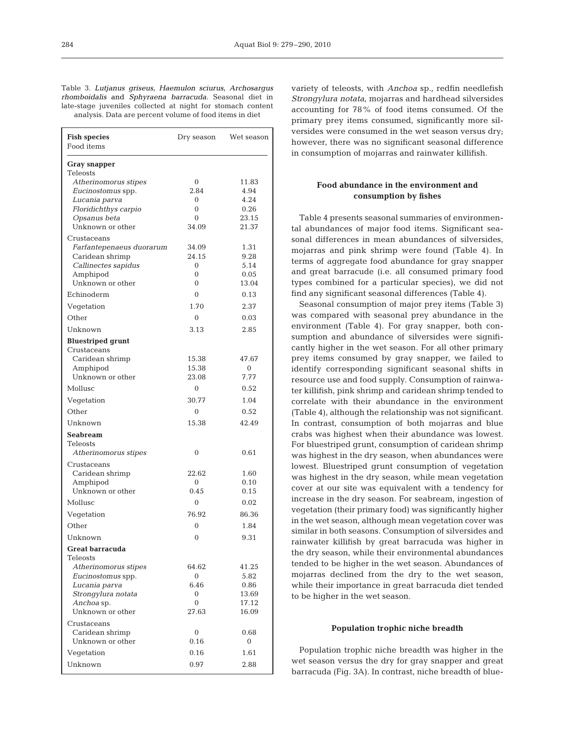Table 3. *Lutjanus griseus*, *Haemulon sciurus*, *Archosargus rhomboidalis* and *Sphyraena barracuda*. Seasonal diet in late-stage juveniles collected at night for stomach content analysis. Data are percent volume of food items in diet

| Fish species<br>Food items | Dry season | Wet season |
|---|---|---|
| **Gray snapper** | | |
| Teleosts | | |
| *Atherinomorus stipes* | 0 | 11.83 |
| *Eucinostomus* spp. | 2.84 | 4.94 |
| *Lucania parva* | 0 | 4.24 |
| *Floridichthys carpio* | 0 | 0.26 |
| *Opsanus beta* | 0 | 23.15 |
| Unknown or other | 34.09 | 21.37 |
| Crustaceans | | |
| *Farfantepenaeus duorarum* | 34.09 | 1.31 |
| Caridean shrimp | 24.15 | 9.28 |
| *Callinectes sapidus* | 0 | 5.14 |
| Amphipod | 0 | 0.05 |
| Unknown or other | 0 | 13.04 |
| Echinoderm | 0 | 0.13 |
| Vegetation | 1.70 | 2.37 |
| Other | 0 | 0.03 |
| Unknown | 3.13 | 2.85 |
| **Bluestriped grunt** | | |
| Crustaceans | | |
| Caridean shrimp | 15.38 | 47.67 |
| Amphipod | 15.38 | 0 |
| Unknown or other | 23.08 | 7.77 |
| Mollusc | 0 | 0.52 |
| Vegetation | 30.77 | 1.04 |
| Other | 0 | 0.52 |
| Unknown | 15.38 | 42.49 |
| **Seabream** | | |
| Teleosts | | |
| *Atherinomorus stipes* | 0 | 0.61 |
| Crustaceans | | |
| Caridean shrimp | 22.62 | 1.60 |
| Amphipod | 0 | 0.10 |
| Unknown or other | 0.45 | 0.15 |
| Mollusc | 0 | 0.02 |
| Vegetation | 76.92 | 86.36 |
| Other | 0 | 1.84 |
| Unknown | 0 | 9.31 |
| **Great barracuda** | | |
| Teleosts | | |
| *Atherinomorus stipes* | 64.62 | 41.25 |
| *Eucinostomus* spp. | 0 | 5.82 |
| *Lucania parva* | 6.46 | 0.86 |
| *Strongylura notata* | 0 | 13.69 |
| *Anchoa* sp. | 0 | 17.12 |
| Unknown or other | 27.63 | 16.09 |
| Crustaceans | | |
| Caridean shrimp | 0 | 0.68 |
| Unknown or other | 0.16 | 0 |
| Vegetation | 0.16 | 1.61 |
| Unknown | 0.97 | 2.88 |

variety of teleosts, with *Anchoa* sp., redfin needlefish *Strongylura notata*, mojarras and hardhead silversides accounting for 78% of food items consumed. Of the primary prey items consumed, significantly more silversides were consumed in the wet season versus dry; however, there was no significant seasonal difference in consumption of mojarras and rainwater killifish.

### Food abundance in the environment and consumption by fishes

Table 4 presents seasonal summaries of environmental abundances of major food items. Significant seasonal differences in mean abundances of silversides, mojarras and pink shrimp were found (Table 4). In terms of aggregate food abundance for gray snapper and great barracude (i.e. all consumed primary food types combined for a particular species), we did not find any significant seasonal differences (Table 4).

Seasonal consumption of major prey items (Table 3) was compared with seasonal prey abundance in the environment (Table 4). For gray snapper, both consumption and abundance of silversides were significantly higher in the wet season. For all other primary prey items consumed by gray snapper, we failed to identify corresponding significant seasonal shifts in resource use and food supply. Consumption of rainwater killifish, pink shrimp and caridean shrimp tended to correlate with their abundance in the environment (Table 4), although the relationship was not significant. In contrast, consumption of both mojarras and blue crabs was highest when their abundance was lowest. For bluestriped grunt, consumption of caridean shrimp was highest in the dry season, when abundances were lowest. Bluestriped grunt consumption of vegetation was highest in the dry season, while mean vegetation cover at our site was equivalent with a tendency for increase in the dry season. For seabream, ingestion of vegetation (their primary food) was significantly higher in the wet season, although mean vegetation cover was similar in both seasons. Consumption of silversides and rainwater killifish by great barracuda was higher in the dry season, while their environmental abundances tended to be higher in the wet season. Abundances of mojarras declined from the dry to the wet season, while their importance in great barracuda diet tended to be higher in the wet season.

### Population trophic niche breadth

Population trophic niche breadth was higher in the wet season versus the dry for gray snapper and great barracuda (Fig. 3A). In contrast, niche breadth of blue-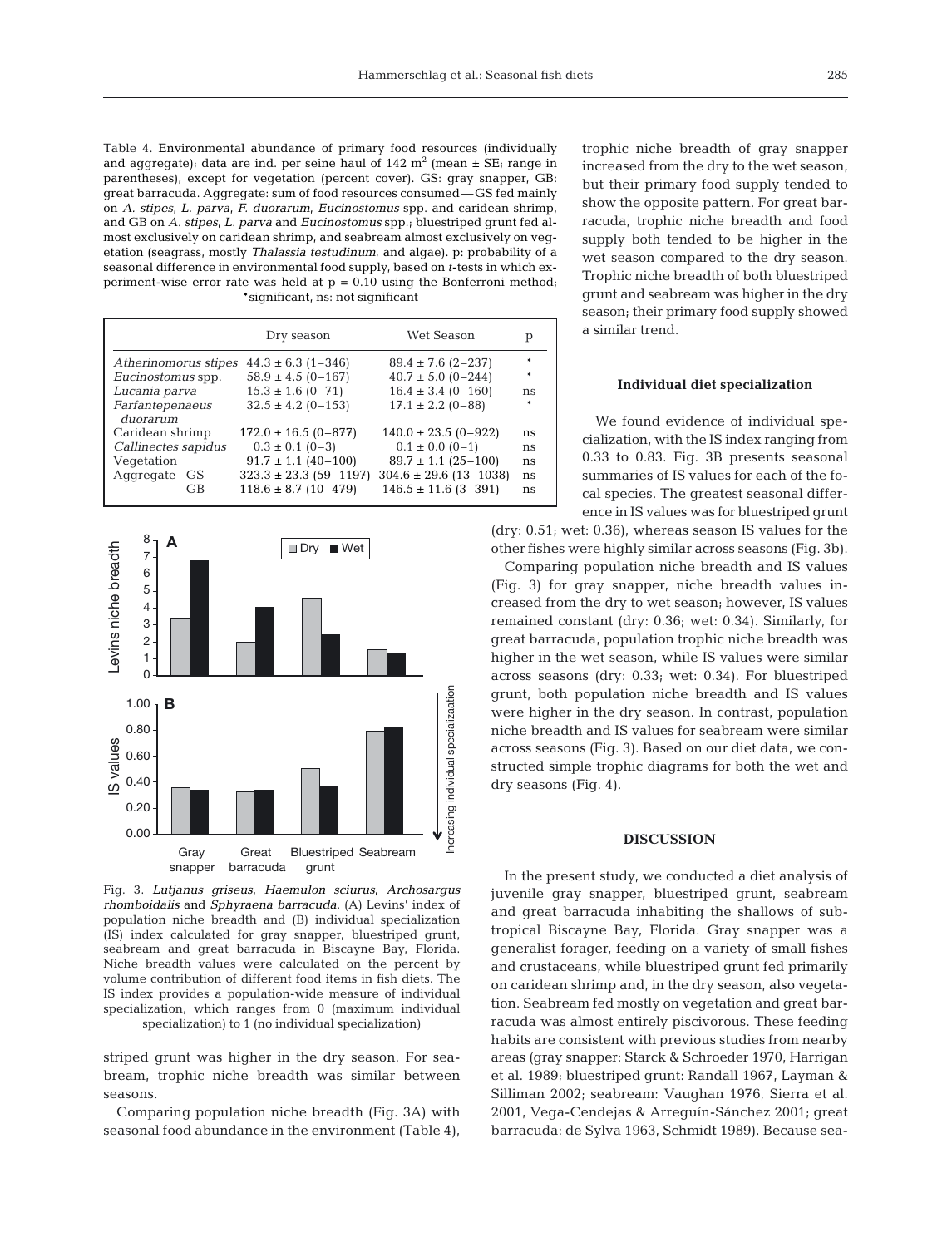Table 4. Environmental abundance of primary food resources (individually and aggregate); data are ind. per seine haul of 142 $m^2$ (mean ± SE; range in parentheses), except for vegetation (percent cover). GS: gray snapper, GB: great barracuda. Aggregate: sum of food resources consumed — GS fed mainly on *A. stipes*, *L. parva*, *F. duorarum*, *Eucinostomus* spp. and caridean shrimp, and GB on *A. stipes*, *L. parva* and *Eucinostomus* spp.; bluestriped grunt fed almost exclusively on caridean shrimp, and seabream almost exclusively on vegetation (seagrass, mostly *Thalassia testudinum*, and algae). p: probability of a seasonal difference in environmental food supply, based on *t*-tests in which experiment-wise error rate was held at p = 0.10 using the Bonferroni method; *significant, ns: not significant

| | Dry season | Wet Season | p |
|---|---|---|---|
| *Atherinomorus stipes* | 44.3 ± 6.3 (1–346) | 89.4 ± 7.6 (2–237) | * |
| *Eucinostomus* spp. | 58.9 ± 4.5 (0–167) | 40.7 ± 5.0 (0–244) | * |
| *Lucania parva* | 15.3 ± 1.6 (0–71) | 16.4 ± 3.4 (0–160) | ns |
| *Farfantepenaeus duorarum* | 32.5 ± 4.2 (0–153) | 17.1 ± 2.2 (0–88) | * |
| Caridean shrimp | 172.0 ± 16.5 (0–877) | 140.0 ± 23.5 (0–922) | ns |
| *Callinectes sapidus* | 0.3 ± 0.1 (0–3) | 0.1 ± 0.0 (0–1) | ns |
| Vegetation | 91.7 ± 1.1 (40–100) | 89.7 ± 1.1 (25–100) | ns |
| Aggregate GS | 323.3 ± 23.3 (59–1197) | 304.6 ± 29.6 (13–1038) | ns |
| Aggregate GB | 118.6 ± 8.7 (10–479) | 146.5 ± 11.6 (3–391) | ns |

Fig. 3. *Lutjanus griseus*, *Haemulon sciurus*, *Archosargus rhomboidalis* and *Sphyraena barracuda*. (A) Levins' index of population niche breadth and (B) individual specialization (IS) index calculated for gray snapper, bluestriped grunt, seabream and great barracuda in Biscayne Bay, Florida. Niche breadth values were calculated on the percent by volume contribution of different food items in fish diets. The IS index provides a population-wide measure of individual specialization, which ranges from 0 (maximum individual specialization) to 1 (no individual specialization)

striped grunt was higher in the dry season. For seabream, trophic niche breadth was similar between seasons.

Comparing population niche breadth (Fig. 3A) with seasonal food abundance in the environment (Table 4), trophic niche breadth of gray snapper increased from the dry to the wet season, but their primary food supply tended to show the opposite pattern. For great barracuda, trophic niche breadth and food supply both tended to be higher in the wet season compared to the dry season. Trophic niche breadth of both bluestriped grunt and seabream was higher in the dry season; their primary food supply showed a similar trend.

### Individual diet specialization

We found evidence of individual specialization, with the IS index ranging from 0.33 to 0.83. Fig. 3B presents seasonal summaries of IS values for each of the focal species. The greatest seasonal difference in IS values was for bluestriped grunt (dry: 0.51; wet: 0.36), whereas season IS values for the other fishes were highly similar across seasons (Fig. 3b).

Comparing population niche breadth and IS values (Fig. 3) for gray snapper, niche breadth values increased from the dry to wet season; however, IS values remained constant (dry: 0.36; wet: 0.34). Similarly, for great barracuda, population trophic niche breadth was higher in the wet season, while IS values were similar across seasons (dry: 0.33; wet: 0.34). For bluestriped grunt, both population niche breadth and IS values were higher in the dry season. In contrast, population niche breadth and IS values for seabream were similar across seasons (Fig. 3). Based on our diet data, we constructed simple trophic diagrams for both the wet and dry seasons (Fig. 4).

## DISCUSSION

In the present study, we conducted a diet analysis of juvenile gray snapper, bluestriped grunt, seabream and great barracuda inhabiting the shallows of subtropical Biscayne Bay, Florida. Gray snapper was a generalist forager, feeding on a variety of small fishes and crustaceans, while bluestriped grunt fed primarily on caridean shrimp and, in the dry season, also vegetation. Seabream fed mostly on vegetation and great barracuda was almost entirely piscivorous. These feeding habits are consistent with previous studies from nearby areas (gray snapper: Starck & Schroeder 1970, Harrigan et al. 1989; bluestriped grunt: Randall 1967, Layman & Silliman 2002; seabream: Vaughan 1976, Sierra et al. 2001, Vega-Cendejas & Arreguín-Sánchez 2001; great barracuda: de Sylva 1963, Schmidt 1989). Because sea-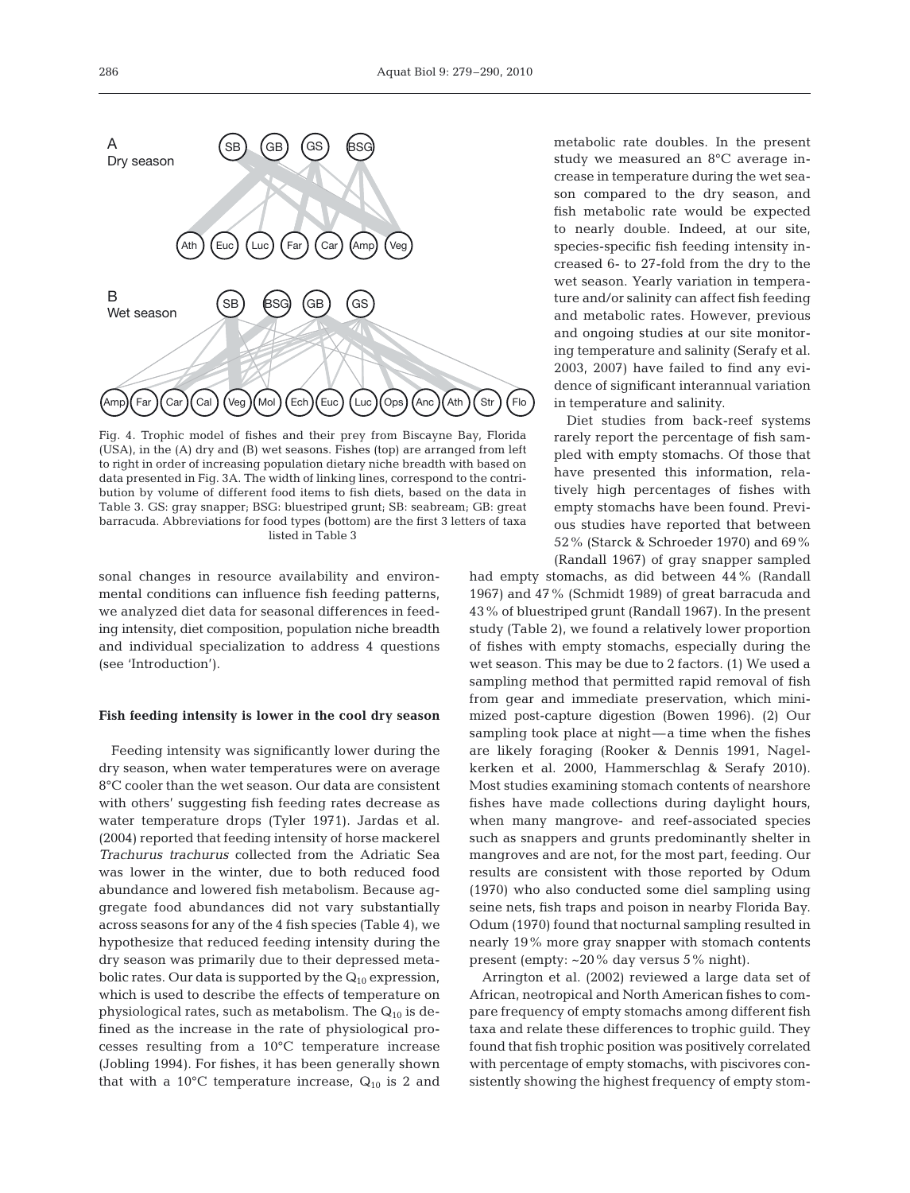Fig. 4. Trophic model of fishes and their prey from Biscayne Bay, Florida (USA), in the (A) dry and (B) wet seasons. Fishes (top) are arranged from left to right in order of increasing population dietary niche breadth with based on data presented in Fig. 3A. The width of linking lines, correspond to the contribution by volume of different food items to fish diets, based on the data in Table 3. GS: gray snapper; BSG: bluestriped grunt; SB: seabream; GB: great barracuda. Abbreviations for food types (bottom) are the first 3 letters of taxa listed in Table 3

sonal changes in resource availability and environmental conditions can influence fish feeding patterns, we analyzed diet data for seasonal differences in feeding intensity, diet composition, population niche breadth and individual specialization to address 4 questions (see 'Introduction').

### Fish feeding intensity is lower in the cool dry season

Feeding intensity was significantly lower during the dry season, when water temperatures were on average 8°C cooler than the wet season. Our data are consistent with others' suggesting fish feeding rates decrease as water temperature drops (Tyler 1971). Jardas et al. (2004) reported that feeding intensity of horse mackerel *Trachurus trachurus* collected from the Adriatic Sea was lower in the winter, due to both reduced food abundance and lowered fish metabolism. Because aggregate food abundances did not vary substantially across seasons for any of the 4 fish species (Table 4), we hypothesize that reduced feeding intensity during the dry season was primarily due to their depressed metabolic rates. Our data is supported by the $Q_{10}$ expression, which is used to describe the effects of temperature on physiological rates, such as metabolism. The $Q_{10}$ is defined as the increase in the rate of physiological processes resulting from a 10°C temperature increase (Jobling 1994). For fishes, it has been generally shown that with a 10°C temperature increase, $Q_{10}$ is 2 and metabolic rate doubles. In the present study we measured an 8°C average increase in temperature during the wet season compared to the dry season, and fish metabolic rate would be expected to nearly double. Indeed, at our site, species-specific fish feeding intensity increased 6- to 27-fold from the dry to the wet season. Yearly variation in temperature and/or salinity can affect fish feeding and metabolic rates. However, previous and ongoing studies at our site monitoring temperature and salinity (Serafy et al. 2003, 2007) have failed to find any evidence of significant interannual variation in temperature and salinity.

Diet studies from back-reef systems rarely report the percentage of fish sampled with empty stomachs. Of those that have presented this information, relatively high percentages of fishes with empty stomachs have been found. Previous studies have reported that between 52% (Starck & Schroeder 1970) and 69% (Randall 1967) of gray snapper sampled had empty stomachs, as did between 44% (Randall 1967) and 47% (Schmidt 1989) of great barracuda and 43% of bluestriped grunt (Randall 1967). In the present study (Table 2), we found a relatively lower proportion of fishes with empty stomachs, especially during the wet season. This may be due to 2 factors. (1) We used a sampling method that permitted rapid removal of fish from gear and immediate preservation, which minimized post-capture digestion (Bowen 1996). (2) Our sampling took place at night — a time when the fishes are likely foraging (Rooker & Dennis 1991, Nagelkerken et al. 2000, Hammerschlag & Serafy 2010). Most studies examining stomach contents of nearshore fishes have made collections during daylight hours, when many mangrove- and reef-associated species such as snappers and grunts predominantly shelter in mangroves and are not, for the most part, feeding. Our results are consistent with those reported by Odum (1970) who also conducted some diel sampling using seine nets, fish traps and poison in nearby Florida Bay. Odum (1970) found that nocturnal sampling resulted in nearly 19% more gray snapper with stomach contents present (empty: ~20% day versus 5% night).

Arrington et al. (2002) reviewed a large data set of African, neotropical and North American fishes to compare frequency of empty stomachs among different fish taxa and relate these differences to trophic guild. They found that fish trophic position was positively correlated with percentage of empty stomachs, with piscivores consistently showing the highest frequency of empty stom-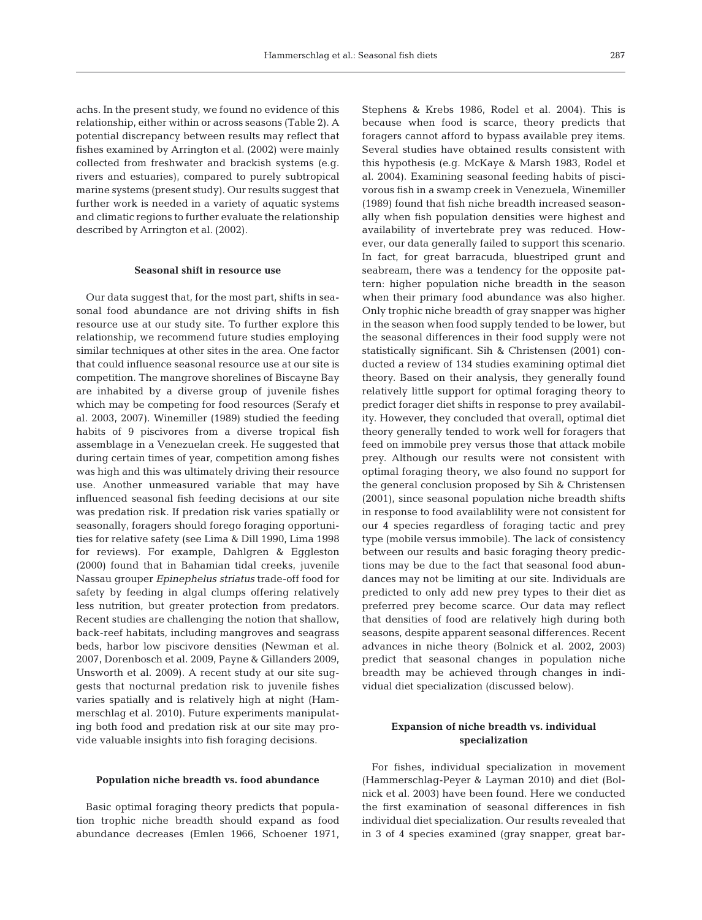achs. In the present study, we found no evidence of this relationship, either within or across seasons (Table 2). A potential discrepancy between results may reflect that fishes examined by Arrington et al. (2002) were mainly collected from freshwater and brackish systems (e.g. rivers and estuaries), compared to purely subtropical marine systems (present study). Our results suggest that further work is needed in a variety of aquatic systems and climatic regions to further evaluate the relationship described by Arrington et al. (2002).

### Seasonal shift in resource use

Our data suggest that, for the most part, shifts in seasonal food abundance are not driving shifts in fish resource use at our study site. To further explore this relationship, we recommend future studies employing similar techniques at other sites in the area. One factor that could influence seasonal resource use at our site is competition. The mangrove shorelines of Biscayne Bay are inhabited by a diverse group of juvenile fishes which may be competing for food resources (Serafy et al. 2003, 2007). Winemiller (1989) studied the feeding habits of 9 piscivores from a diverse tropical fish assemblage in a Venezuelan creek. He suggested that during certain times of year, competition among fishes was high and this was ultimately driving their resource use. Another unmeasured variable that may have influenced seasonal fish feeding decisions at our site was predation risk. If predation risk varies spatially or seasonally, foragers should forego foraging opportunities for relative safety (see Lima & Dill 1990, Lima 1998 for reviews). For example, Dahlgren & Eggleston (2000) found that in Bahamian tidal creeks, juvenile Nassau grouper *Epinephelus striatus* trade-off food for safety by feeding in algal clumps offering relatively less nutrition, but greater protection from predators. Recent studies are challenging the notion that shallow, back-reef habitats, including mangroves and seagrass beds, harbor low piscivore densities (Newman et al. 2007, Dorenbosch et al. 2009, Payne & Gillanders 2009, Unsworth et al. 2009). A recent study at our site suggests that nocturnal predation risk to juvenile fishes varies spatially and is relatively high at night (Hammerschlag et al. 2010). Future experiments manipulating both food and predation risk at our site may provide valuable insights into fish foraging decisions.

### Population niche breadth vs. food abundance

Basic optimal foraging theory predicts that population trophic niche breadth should expand as food abundance decreases (Emlen 1966, Schoener 1971, Stephens & Krebs 1986, Rodel et al. 2004). This is because when food is scarce, theory predicts that foragers cannot afford to bypass available prey items. Several studies have obtained results consistent with this hypothesis (e.g. McKaye & Marsh 1983, Rodel et al. 2004). Examining seasonal feeding habits of piscivorous fish in a swamp creek in Venezuela, Winemiller (1989) found that fish niche breadth increased seasonally when fish population densities were highest and availability of invertebrate prey was reduced. However, our data generally failed to support this scenario. In fact, for great barracuda, bluestriped grunt and seabream, there was a tendency for the opposite pattern: higher population niche breadth in the season when their primary food abundance was also higher. Only trophic niche breadth of gray snapper was higher in the season when food supply tended to be lower, but the seasonal differences in their food supply were not statistically significant. Sih & Christensen (2001) conducted a review of 134 studies examining optimal diet theory. Based on their analysis, they generally found relatively little support for optimal foraging theory to predict forager diet shifts in response to prey availability. However, they concluded that overall, optimal diet theory generally tended to work well for foragers that feed on immobile prey versus those that attack mobile prey. Although our results were not consistent with optimal foraging theory, we also found no support for the general conclusion proposed by Sih & Christensen (2001), since seasonal population niche breadth shifts in response to food availablility were not consistent for our 4 species regardless of foraging tactic and prey type (mobile versus immobile). The lack of consistency between our results and basic foraging theory predictions may be due to the fact that seasonal food abundances may not be limiting at our site. Individuals are predicted to only add new prey types to their diet as preferred prey become scarce. Our data may reflect that densities of food are relatively high during both seasons, despite apparent seasonal differences. Recent advances in niche theory (Bolnick et al. 2002, 2003) predict that seasonal changes in population niche breadth may be achieved through changes in individual diet specialization (discussed below).

### Expansion of niche breadth vs. individual specialization

For fishes, individual specialization in movement (Hammerschlag-Peyer & Layman 2010) and diet (Bolnick et al. 2003) have been found. Here we conducted the first examination of seasonal differences in fish individual diet specialization. Our results revealed that in 3 of 4 species examined (gray snapper, great bar-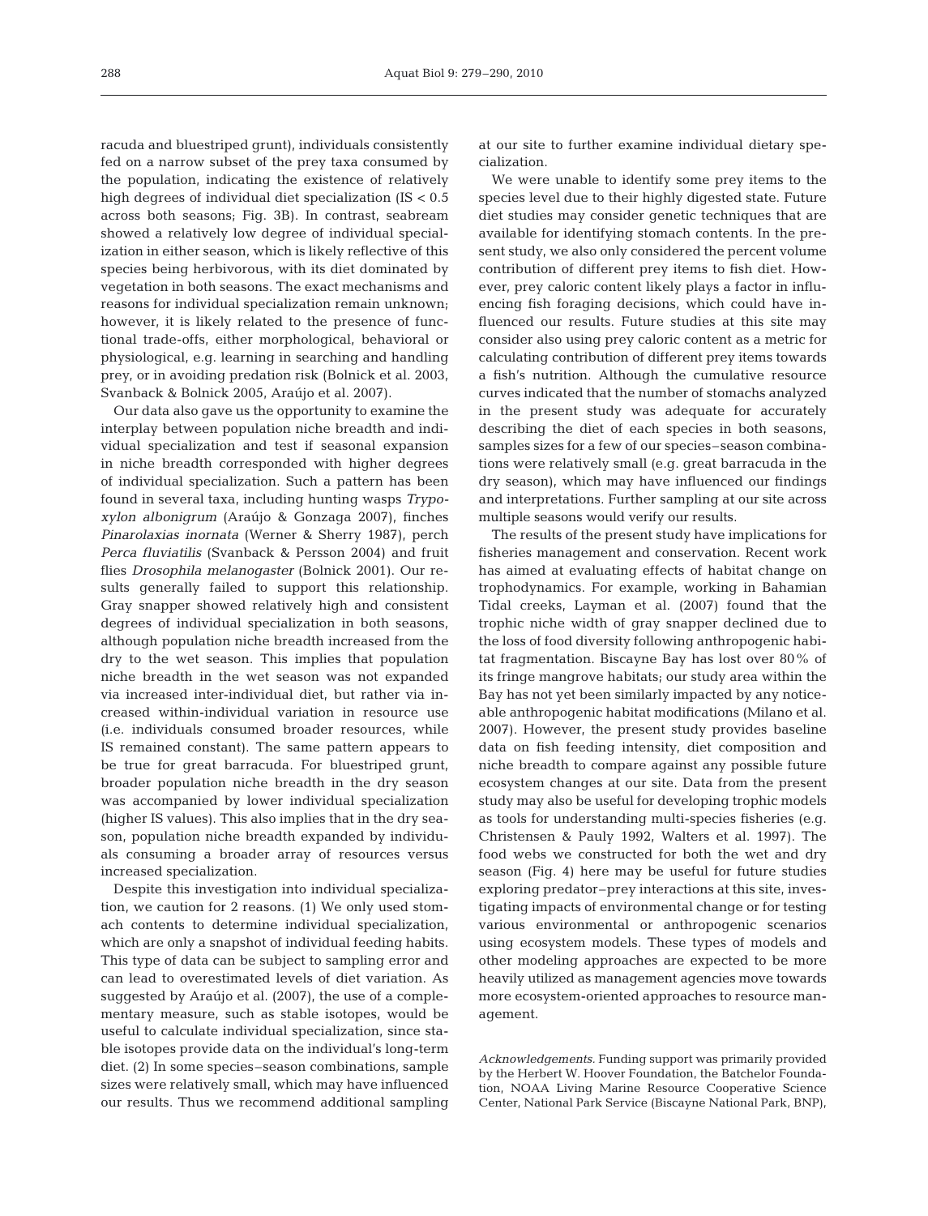racuda and bluestriped grunt), individuals consistently fed on a narrow subset of the prey taxa consumed by the population, indicating the existence of relatively high degrees of individual diet specialization (IS < 0.5 across both seasons; Fig. 3B). In contrast, seabream showed a relatively low degree of individual specialization in either season, which is likely reflective of this species being herbivorous, with its diet dominated by vegetation in both seasons. The exact mechanisms and reasons for individual specialization remain unknown; however, it is likely related to the presence of functional trade-offs, either morphological, behavioral or physiological, e.g. learning in searching and handling prey, or in avoiding predation risk (Bolnick et al. 2003, Svanback & Bolnick 2005, Araújo et al. 2007).

Our data also gave us the opportunity to examine the interplay between population niche breadth and individual specialization and test if seasonal expansion in niche breadth corresponded with higher degrees of individual specialization. Such a pattern has been found in several taxa, including hunting wasps *Trypoxylon albonigrum* (Araújo & Gonzaga 2007), finches *Pinarolaxias inornata* (Werner & Sherry 1987), perch *Perca fluviatilis* (Svanback & Persson 2004) and fruit flies *Drosophila melanogaster* (Bolnick 2001). Our results generally failed to support this relationship. Gray snapper showed relatively high and consistent degrees of individual specialization in both seasons, although population niche breadth increased from the dry to the wet season. This implies that population niche breadth in the wet season was not expanded via increased inter-individual diet, but rather via increased within-individual variation in resource use (i.e. individuals consumed broader resources, while IS remained constant). The same pattern appears to be true for great barracuda. For bluestriped grunt, broader population niche breadth in the dry season was accompanied by lower individual specialization (higher IS values). This also implies that in the dry season, population niche breadth expanded by individuals consuming a broader array of resources versus increased specialization.

Despite this investigation into individual specialization, we caution for 2 reasons. (1) We only used stomach contents to determine individual specialization, which are only a snapshot of individual feeding habits. This type of data can be subject to sampling error and can lead to overestimated levels of diet variation. As suggested by Araújo et al. (2007), the use of a complementary measure, such as stable isotopes, would be useful to calculate individual specialization, since stable isotopes provide data on the individual's long-term diet. (2) In some species–season combinations, sample sizes were relatively small, which may have influenced our results. Thus we recommend additional sampling at our site to further examine individual dietary specialization.

We were unable to identify some prey items to the species level due to their highly digested state. Future diet studies may consider genetic techniques that are available for identifying stomach contents. In the present study, we also only considered the percent volume contribution of different prey items to fish diet. However, prey caloric content likely plays a factor in influencing fish foraging decisions, which could have influenced our results. Future studies at this site may consider also using prey caloric content as a metric for calculating contribution of different prey items towards a fish's nutrition. Although the cumulative resource curves indicated that the number of stomachs analyzed in the present study was adequate for accurately describing the diet of each species in both seasons, samples sizes for a few of our species–season combinations were relatively small (e.g. great barracuda in the dry season), which may have influenced our findings and interpretations. Further sampling at our site across multiple seasons would verify our results.

The results of the present study have implications for fisheries management and conservation. Recent work has aimed at evaluating effects of habitat change on trophodynamics. For example, working in Bahamian Tidal creeks, Layman et al. (2007) found that the trophic niche width of gray snapper declined due to the loss of food diversity following anthropogenic habitat fragmentation. Biscayne Bay has lost over 80% of its fringe mangrove habitats; our study area within the Bay has not yet been similarly impacted by any noticeable anthropogenic habitat modifications (Milano et al. 2007). However, the present study provides baseline data on fish feeding intensity, diet composition and niche breadth to compare against any possible future ecosystem changes at our site. Data from the present study may also be useful for developing trophic models as tools for understanding multi-species fisheries (e.g. Christensen & Pauly 1992, Walters et al. 1997). The food webs we constructed for both the wet and dry season (Fig. 4) here may be useful for future studies exploring predator–prey interactions at this site, investigating impacts of environmental change or for testing various environmental or anthropogenic scenarios using ecosystem models. These types of models and other modeling approaches are expected to be more heavily utilized as management agencies move towards more ecosystem-oriented approaches to resource management.

*Acknowledgements*. Funding support was primarily provided by the Herbert W. Hoover Foundation, the Batchelor Foundation, NOAA Living Marine Resource Cooperative Science Center, National Park Service (Biscayne National Park, BNP),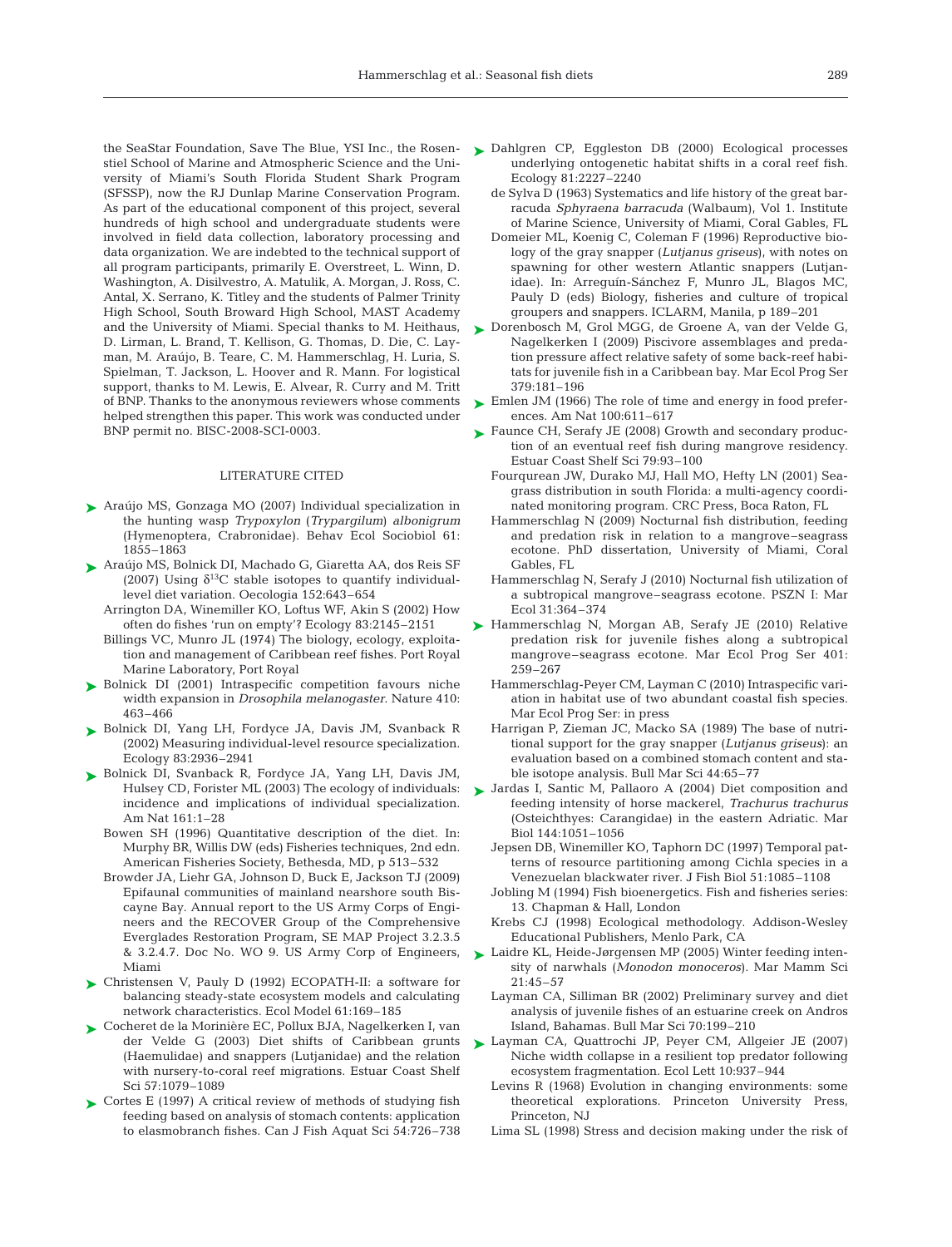the SeaStar Foundation, Save The Blue, YSI Inc., the Rosenstiel School of Marine and Atmospheric Science and the University of Miami's South Florida Student Shark Program (SFSSP), now the RJ Dunlap Marine Conservation Program. As part of the educational component of this project, several hundreds of high school and undergraduate students were involved in field data collection, laboratory processing and data organization. We are indebted to the technical support of all program participants, primarily E. Overstreet, L. Winn, D. Washington, A. Disilvestro, A. Matulik, A. Morgan, J. Ross, C. Antal, X. Serrano, K. Titley and the students of Palmer Trinity High School, South Broward High School, MAST Academy and the University of Miami. Special thanks to M. Heithaus, D. Lirman, L. Brand, T. Kellison, G. Thomas, D. Die, C. Layman, M. Araújo, B. Teare, C. M. Hammerschlag, H. Luria, S. Spielman, T. Jackson, L. Hoover and R. Mann. For logistical support, thanks to M. Lewis, E. Alvear, R. Curry and M. Tritt of BNP. Thanks to the anonymous reviewers whose comments helped strengthen this paper. This work was conducted under BNP permit no. BISC-2008-SCI-0003.

## LITERATURE CITED

- Araújo MS, Gonzaga MO (2007) Individual specialization in the hunting wasp *Trypoxylon* (*Trypargilum*) *albonigrum* (Hymenoptera, Crabronidae). Behav Ecol Sociobiol 61: 1855–1863
- Araújo MS, Bolnick DI, Machado G, Giaretta AA, dos Reis SF (2007) Using $\delta^{13}C$ stable isotopes to quantify individual-level diet variation. Oecologia 152:643–654
- Arrington DA, Winemiller KO, Loftus WF, Akin S (2002) How often do fishes 'run on empty'? Ecology 83:2145–2151
- Billings VC, Munro JL (1974) The biology, ecology, exploitation and management of Caribbean reef fishes. Port Royal Marine Laboratory, Port Royal
- Bolnick DI (2001) Intraspecific competition favours niche width expansion in *Drosophila melanogaster*. Nature 410: 463–466
- Bolnick DI, Yang LH, Fordyce JA, Davis JM, Svanback R (2002) Measuring individual-level resource specialization. Ecology 83:2936–2941
- Bolnick DI, Svanback R, Fordyce JA, Yang LH, Davis JM, Hulsey CD, Forister ML (2003) The ecology of individuals: incidence and implications of individual specialization. Am Nat 161:1–28
- Bowen SH (1996) Quantitative description of the diet. In: Murphy BR, Willis DW (eds) Fisheries techniques, 2nd edn. American Fisheries Society, Bethesda, MD, p 513–532
- Browder JA, Liehr GA, Johnson D, Buck E, Jackson TJ (2009) Epifaunal communities of mainland nearshore south Biscayne Bay. Annual report to the US Army Corps of Engineers and the RECOVER Group of the Comprehensive Everglades Restoration Program, SE MAP Project 3.2.3.5 & 3.2.4.7. Doc No. WO 9. US Army Corp of Engineers, Miami
- Christensen V, Pauly D (1992) ECOPATH-II: a software for balancing steady-state ecosystem models and calculating network characteristics. Ecol Model 61:169–185
- Cocheret de la Morinière EC, Pollux BJA, Nagelkerken I, van der Velde G (2003) Diet shifts of Caribbean grunts (Haemulidae) and snappers (Lutjanidae) and the relation with nursery-to-coral reef migrations. Estuar Coast Shelf Sci 57:1079–1089
- Cortes E (1997) A critical review of methods of studying fish feeding based on analysis of stomach contents: application to elasmobranch fishes. Can J Fish Aquat Sci 54:726–738
- Dahlgren CP, Eggleston DB (2000) Ecological processes underlying ontogenetic habitat shifts in a coral reef fish. Ecology 81:2227–2240
- de Sylva D (1963) Systematics and life history of the great barracuda *Sphyraena barracuda* (Walbaum), Vol 1. Institute of Marine Science, University of Miami, Coral Gables, FL
- Domeier ML, Koenig C, Coleman F (1996) Reproductive biology of the gray snapper (*Lutjanus griseus*), with notes on spawning for other western Atlantic snappers (Lutjanidae). In: Arreguín-Sánchez F, Munro JL, Blagos MC, Pauly D (eds) Biology, fisheries and culture of tropical groupers and snappers. ICLARM, Manila, p 189–201
- Dorenbosch M, Grol MGG, de Groene A, van der Velde G, Nagelkerken I (2009) Piscivore assemblages and predation pressure affect relative safety of some back-reef habitats for juvenile fish in a Caribbean bay. Mar Ecol Prog Ser 379:181–196
- Emlen JM (1966) The role of time and energy in food preferences. Am Nat 100:611–617
- Faunce CH, Serafy JE (2008) Growth and secondary production of an eventual reef fish during mangrove residency. Estuar Coast Shelf Sci 79:93–100
- Fourqurean JW, Durako MJ, Hall MO, Hefty LN (2001) Seagrass distribution in south Florida: a multi-agency coordinated monitoring program. CRC Press, Boca Raton, FL
- Hammerschlag N (2009) Nocturnal fish distribution, feeding and predation risk in relation to a mangrove–seagrass ecotone. PhD dissertation, University of Miami, Coral Gables, FL
- Hammerschlag N, Serafy J (2010) Nocturnal fish utilization of a subtropical mangrove–seagrass ecotone. PSZN I: Mar Ecol 31:364–374
- Hammerschlag N, Morgan AB, Serafy JE (2010) Relative predation risk for juvenile fishes along a subtropical mangrove–seagrass ecotone. Mar Ecol Prog Ser 401: 259–267
- Hammerschlag-Peyer CM, Layman C (2010) Intraspecific variation in habitat use of two abundant coastal fish species. Mar Ecol Prog Ser: in press
- Harrigan P, Zieman JC, Macko SA (1989) The base of nutritional support for the gray snapper (*Lutjanus griseus*): an evaluation based on a combined stomach content and stable isotope analysis. Bull Mar Sci 44:65–77
- Jardas I, Santic M, Pallaoro A (2004) Diet composition and feeding intensity of horse mackerel, *Trachurus trachurus* (Osteichthyes: Carangidae) in the eastern Adriatic. Mar Biol 144:1051–1056
- Jepsen DB, Winemiller KO, Taphorn DC (1997) Temporal patterns of resource partitioning among Cichla species in a Venezuelan blackwater river. J Fish Biol 51:1085–1108
- Jobling M (1994) Fish bioenergetics. Fish and fisheries series: 13. Chapman & Hall, London
- Krebs CJ (1998) Ecological methodology. Addison-Wesley Educational Publishers, Menlo Park, CA
- Laidre KL, Heide-Jørgensen MP (2005) Winter feeding intensity of narwhals (*Monodon monoceros*). Mar Mamm Sci 21:45–57
- Layman CA, Silliman BR (2002) Preliminary survey and diet analysis of juvenile fishes of an estuarine creek on Andros Island, Bahamas. Bull Mar Sci 70:199–210
- Layman CA, Quattrochi JP, Peyer CM, Allgeier JE (2007) Niche width collapse in a resilient top predator following ecosystem fragmentation. Ecol Lett 10:937–944
- Levins R (1968) Evolution in changing environments: some theoretical explorations. Princeton University Press, Princeton, NJ
- Lima SL (1998) Stress and decision making under the risk of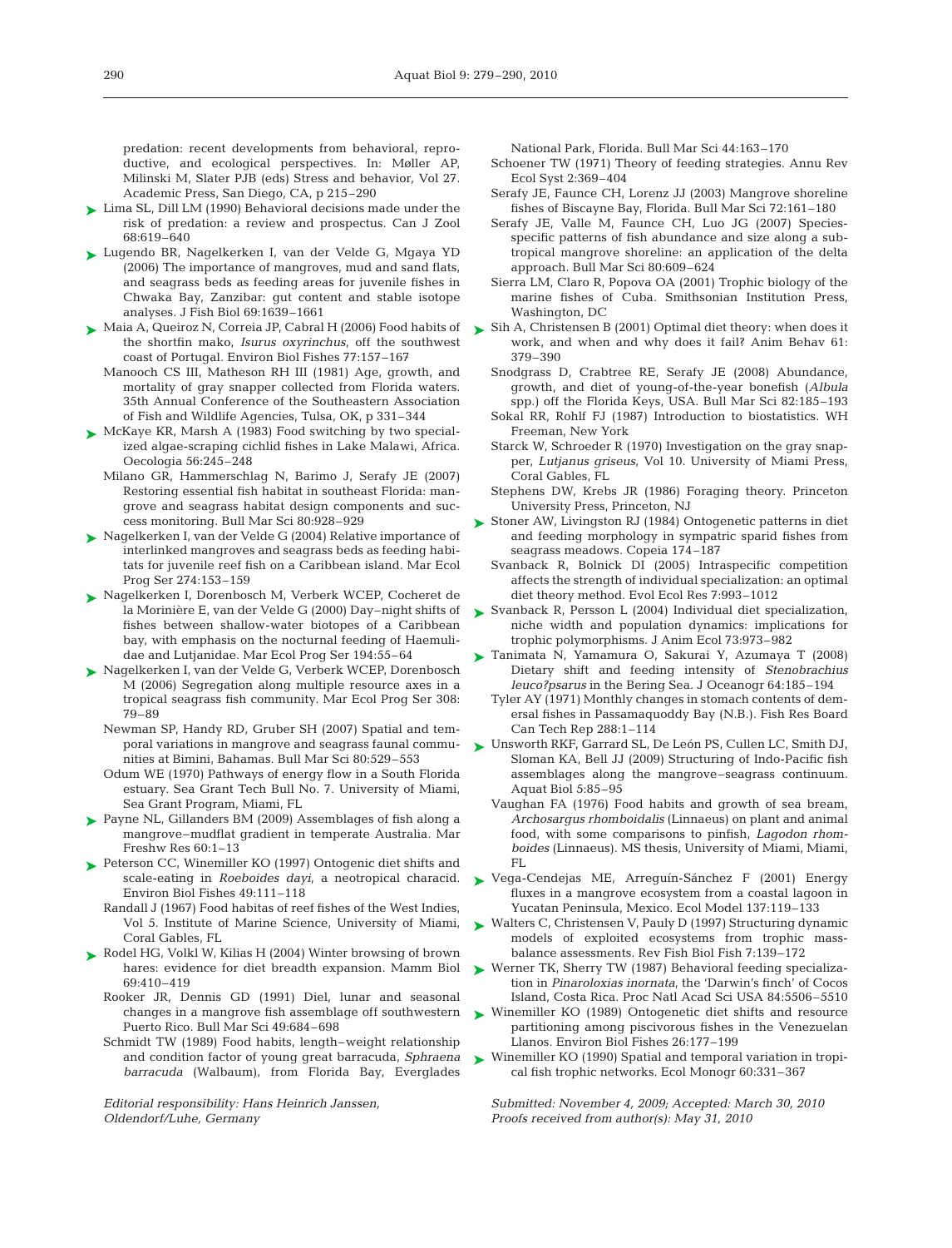predation: recent developments from behavioral, reproductive, and ecological perspectives. In: Møller AP, Milinski M, Slater PJB (eds) Stress and behavior, Vol 27. Academic Press, San Diego, CA, p 215–290

Lima SL, Dill LM (1990) Behavioral decisions made under the risk of predation: a review and prospectus. Can J Zool 68:619–640

Lugendo BR, Nagelkerken I, van der Velde G, Mgaya YD (2006) The importance of mangroves, mud and sand flats, and seagrass beds as feeding areas for juvenile fishes in Chwaka Bay, Zanzibar: gut content and stable isotope analyses. J Fish Biol 69:1639–1661

Maia A, Queiroz N, Correia JP, Cabral H (2006) Food habits of the shortfin mako, *Isurus oxyrinchus*, off the southwest coast of Portugal. Environ Biol Fishes 77:157–167

Manooch CS III, Matheson RH III (1981) Age, growth, and mortality of gray snapper collected from Florida waters. 35th Annual Conference of the Southeastern Association of Fish and Wildlife Agencies, Tulsa, OK, p 331–344

McKaye KR, Marsh A (1983) Food switching by two specialized algae-scraping cichlid fishes in Lake Malawi, Africa. Oecologia 56:245–248

Milano GR, Hammerschlag N, Barimo J, Serafy JE (2007) Restoring essential fish habitat in southeast Florida: mangrove and seagrass habitat design components and success monitoring. Bull Mar Sci 80:928–929

Nagelkerken I, van der Velde G (2004) Relative importance of interlinked mangroves and seagrass beds as feeding habitats for juvenile reef fish on a Caribbean island. Mar Ecol Prog Ser 274:153–159

Nagelkerken I, Dorenbosch M, Verberk WCEP, Cocheret de la Morinière E, van der Velde G (2000) Day–night shifts of fishes between shallow-water biotopes of a Caribbean bay, with emphasis on the nocturnal feeding of Haemulidae and Lutjanidae. Mar Ecol Prog Ser 194:55–64

Nagelkerken I, van der Velde G, Verberk WCEP, Dorenbosch M (2006) Segregation along multiple resource axes in a tropical seagrass fish community. Mar Ecol Prog Ser 308: 79–89

Newman SP, Handy RD, Gruber SH (2007) Spatial and temporal variations in mangrove and seagrass faunal communities at Bimini, Bahamas. Bull Mar Sci 80:529–553

Odum WE (1970) Pathways of energy flow in a South Florida estuary. Sea Grant Tech Bull No. 7. University of Miami, Sea Grant Program, Miami, FL

Payne NL, Gillanders BM (2009) Assemblages of fish along a mangrove–mudflat gradient in temperate Australia. Mar Freshw Res 60:1–13

Peterson CC, Winemiller KO (1997) Ontogenic diet shifts and scale-eating in *Roeboides dayi*, a neotropical characid. Environ Biol Fishes 49:111–118

Randall J (1967) Food habitas of reef fishes of the West Indies, Vol 5. Institute of Marine Science, University of Miami, Coral Gables, FL

Rodel HG, Volkl W, Kilias H (2004) Winter browsing of brown hares: evidence for diet breadth expansion. Mamm Biol 69:410–419

Rooker JR, Dennis GD (1991) Diel, lunar and seasonal changes in a mangrove fish assemblage off southwestern Puerto Rico. Bull Mar Sci 49:684–698

Schmidt TW (1989) Food habits, length–weight relationship and condition factor of young great barracuda, *Sphraena barracuda* (Walbaum), from Florida Bay, Everglades National Park, Florida. Bull Mar Sci 44:163–170

Schoener TW (1971) Theory of feeding strategies. Annu Rev Ecol Syst 2:369–404

Serafy JE, Faunce CH, Lorenz JJ (2003) Mangrove shoreline fishes of Biscayne Bay, Florida. Bull Mar Sci 72:161–180

Serafy JE, Valle M, Faunce CH, Luo JG (2007) Species-specific patterns of fish abundance and size along a subtropical mangrove shoreline: an application of the delta approach. Bull Mar Sci 80:609–624

Sierra LM, Claro R, Popova OA (2001) Trophic biology of the marine fishes of Cuba. Smithsonian Institution Press, Washington, DC

Sih A, Christensen B (2001) Optimal diet theory: when does it work, and when and why does it fail? Anim Behav 61: 379–390

Snodgrass D, Crabtree RE, Serafy JE (2008) Abundance, growth, and diet of young-of-the-year bonefish (*Albula* spp.) off the Florida Keys, USA. Bull Mar Sci 82:185–193

Sokal RR, Rohlf FJ (1987) Introduction to biostatistics. WH Freeman, New York

Starck W, Schroeder R (1970) Investigation on the gray snapper, *Lutjanus griseus*, Vol 10. University of Miami Press, Coral Gables, FL

Stephens DW, Krebs JR (1986) Foraging theory. Princeton University Press, Princeton, NJ

Stoner AW, Livingston RJ (1984) Ontogenetic patterns in diet and feeding morphology in sympatric sparid fishes from seagrass meadows. Copeia 174–187

Svanback R, Bolnick DI (2005) Intraspecific competition affects the strength of individual specialization: an optimal diet theory method. Evol Ecol Res 7:993–1012

Svanback R, Persson L (2004) Individual diet specialization, niche width and population dynamics: implications for trophic polymorphisms. J Anim Ecol 73:973–982

Tanimata N, Yamamura O, Sakurai Y, Azumaya T (2008) Dietary shift and feeding intensity of *Stenobrachius leuco?psarus* in the Bering Sea. J Oceanogr 64:185–194

Tyler AY (1971) Monthly changes in stomach contents of demersal fishes in Passamaquoddy Bay (N.B.). Fish Res Board Can Tech Rep 288:1–114

Unsworth RKF, Garrard SL, De León PS, Cullen LC, Smith DJ, Sloman KA, Bell JJ (2009) Structuring of Indo-Pacific fish assemblages along the mangrove–seagrass continuum. Aquat Biol 5:85–95

Vaughan FA (1976) Food habits and growth of sea bream, *Archosargus rhomboidalis* (Linnaeus) on plant and animal food, with some comparisons to pinfish, *Lagodon rhomboides* (Linnaeus). MS thesis, University of Miami, Miami, FL

Vega-Cendejas ME, Arreguín-Sánchez F (2001) Energy fluxes in a mangrove ecosystem from a coastal lagoon in Yucatan Peninsula, Mexico. Ecol Model 137:119–133

Walters C, Christensen V, Pauly D (1997) Structuring dynamic models of exploited ecosystems from trophic mass-balance assessments. Rev Fish Biol Fish 7:139–172

Werner TK, Sherry TW (1987) Behavioral feeding specialization in *Pinaroloxias inornata*, the 'Darwin's finch' of Cocos Island, Costa Rica. Proc Natl Acad Sci USA 84:5506–5510

Winemiller KO (1989) Ontogenetic diet shifts and resource partitioning among piscivorous fishes in the Venezuelan Llanos. Environ Biol Fishes 26:177–199

Winemiller KO (1990) Spatial and temporal variation in tropical fish trophic networks. Ecol Monogr 60:331–367

*Editorial responsibility: Hans Heinrich Janssen, Oldendorf/Luhe, Germany*

*Submitted: November 4, 2009; Accepted: March 30, 2010*
*Proofs received from author(s): May 31, 2010*